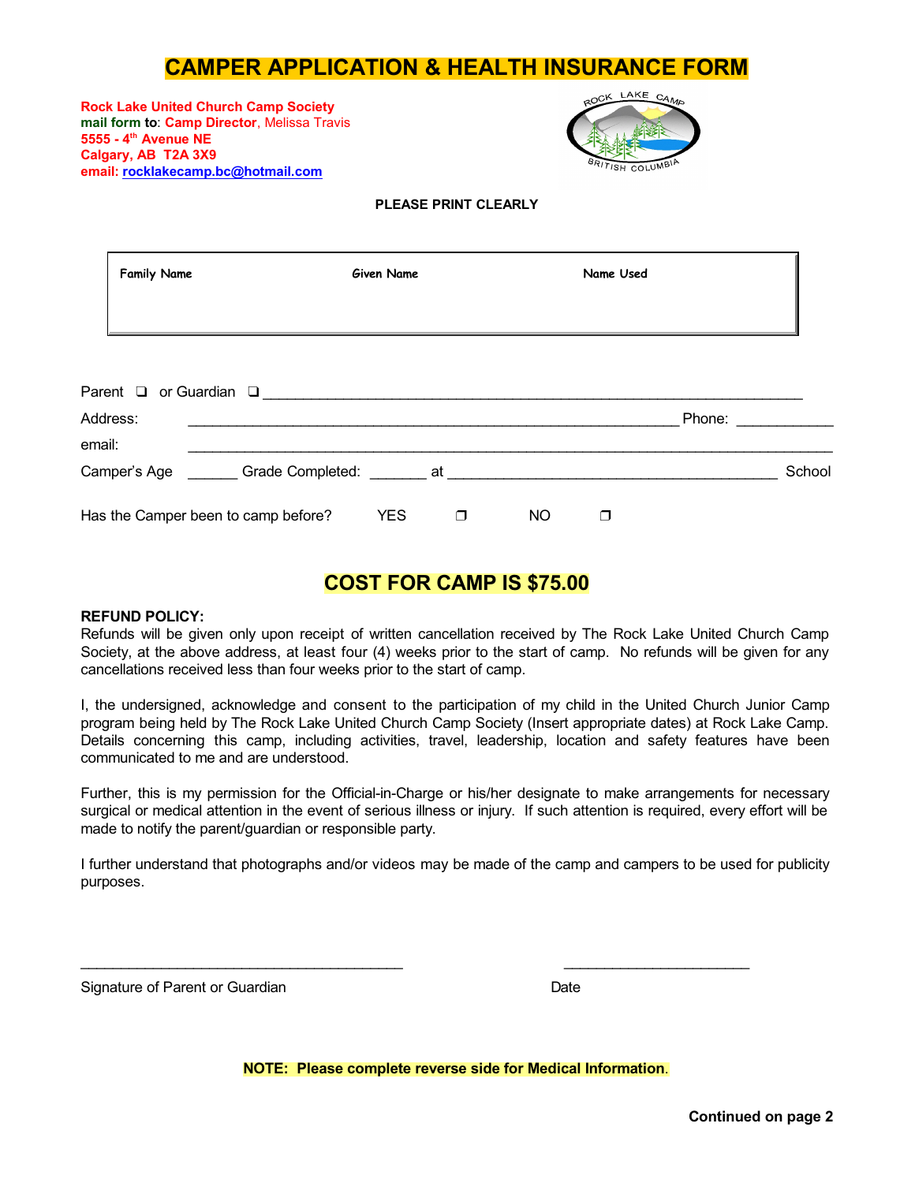# CAMPER APPLICATION & HEALTH INSURANCE FORM

**Rock Lake United Church Camp Society**
**mail form to**: **Camp Director**, Melissa Travis
**5555 - 4th Avenue NE**
**Calgary, AB T2A 3X9**
**email: rocklakecamp.bc@hotmail.com**

**PLEASE PRINT CLEARLY**

| Family Name | Given Name | Name Used |
|---|---|---|
| | | |

Parent ❑ or Guardian ❑ ____________________________________________________________________

Address: ____________________________________________________________ Phone: ___________

email: ______________________________________________________________________________

Camper's Age ______ Grade Completed: _______ at ________________________________________ School

Has the Camper been to camp before? YES ❐ NO ❐

## COST FOR CAMP IS $75.00

**REFUND POLICY:**
Refunds will be given only upon receipt of written cancellation received by The Rock Lake United Church Camp Society, at the above address, at least four (4) weeks prior to the start of camp. No refunds will be given for any cancellations received less than four weeks prior to the start of camp.

I, the undersigned, acknowledge and consent to the participation of my child in the United Church Junior Camp program being held by The Rock Lake United Church Camp Society (Insert appropriate dates) at Rock Lake Camp. Details concerning this camp, including activities, travel, leadership, location and safety features have been communicated to me and are understood.

Further, this is my permission for the Official-in-Charge or his/her designate to make arrangements for necessary surgical or medical attention in the event of serious illness or injury. If such attention is required, every effort will be made to notify the parent/guardian or responsible party.

I further understand that photographs and/or videos may be made of the camp and campers to be used for publicity purposes.

________________________________________ ______________________

Signature of Parent or Guardian Date

**NOTE: Please complete reverse side for Medical Information.**

**Continued on page 2**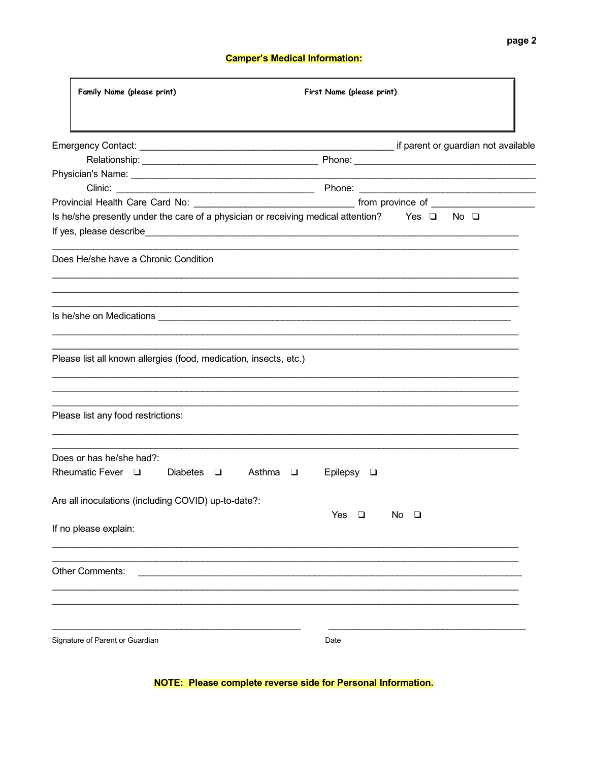**Camper's Medical Information:**

| Family Name (please print) | First Name (please print) |
|---|---|
| | |

Emergency Contact: ______________________________________________ if parent or guardian not available

Relationship: _________________________________ Phone: __________________________________

Physician's Name: ___________________________________________________________________________

Clinic: _____________________________________ Phone: __________________________________

Provincial Health Care Card No: ______________________________ from province of ___________________

Is he/she presently under the care of a physician or receiving medical attention? Yes ❑ No ❑

If yes, please describe______________________________________________________________________

_____________________________________________________________________________________

Does He/she have a Chronic Condition

_____________________________________________________________________________________

_____________________________________________________________________________________

_____________________________________________________________________________________

Is he/she on Medications ____________________________________________________________________

_____________________________________________________________________________________

_____________________________________________________________________________________

Please list all known allergies (food, medication, insects, etc.)

_____________________________________________________________________________________

_____________________________________________________________________________________

_____________________________________________________________________________________

Please list any food restrictions:

_____________________________________________________________________________________

_____________________________________________________________________________________

Does or has he/she had?:

Rheumatic Fever ❑ Diabetes ❑ Asthma ❑ Epilepsy ❑

Are all inoculations (including COVID) up-to-date?:

Yes ❑ No ❑

If no please explain:

_____________________________________________________________________________________

_____________________________________________________________________________________

Other Comments: _____________________________________________________________________

_____________________________________________________________________________________

_____________________________________________________________________________________

_______________________________________________ ____________________________________

Signature of Parent or Guardian Date

**NOTE: Please complete reverse side for Personal Information.**